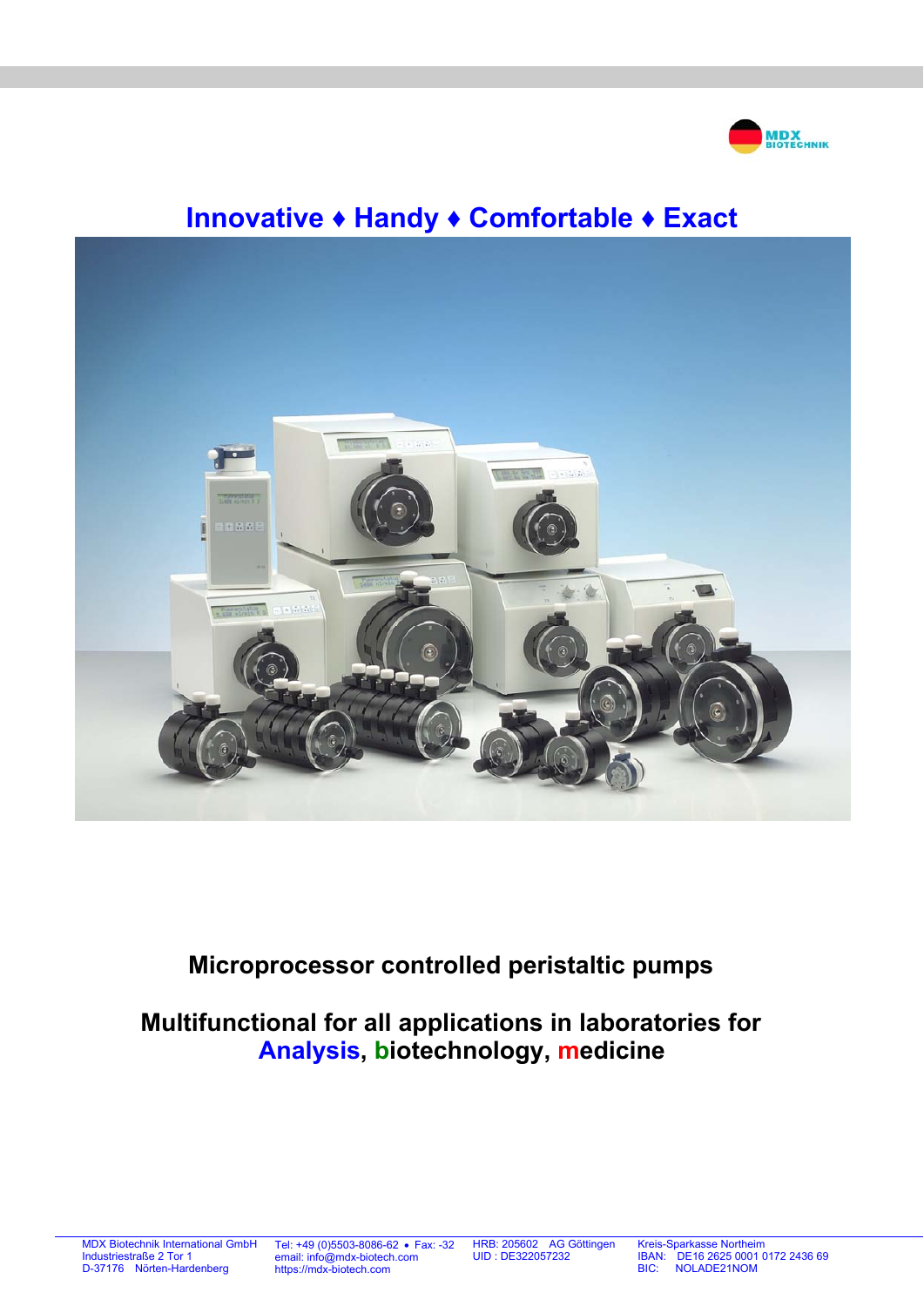MDX BIOTECHNIK

# Innovative ♦ Handy ♦ Comfortable ♦ Exact

## Microprocessor controlled peristaltic pumps

## Multifunctional for all applications in laboratories for Analysis, biotechnology, medicine

MDX Biotechnik International GmbH
Industriestraße 2 Tor 1
D-37176 Nörten-Hardenberg

Tel: +49 (0)5503-8086-62 • Fax: -32
email: info@mdx-biotech.com
https://mdx-biotech.com

HRB: 205602 AG Göttingen
UID : DE322057232

Kreis-Sparkasse Northeim
IBAN: DE16 2625 0001 0172 2436 69
BIC: NOLADE21NOM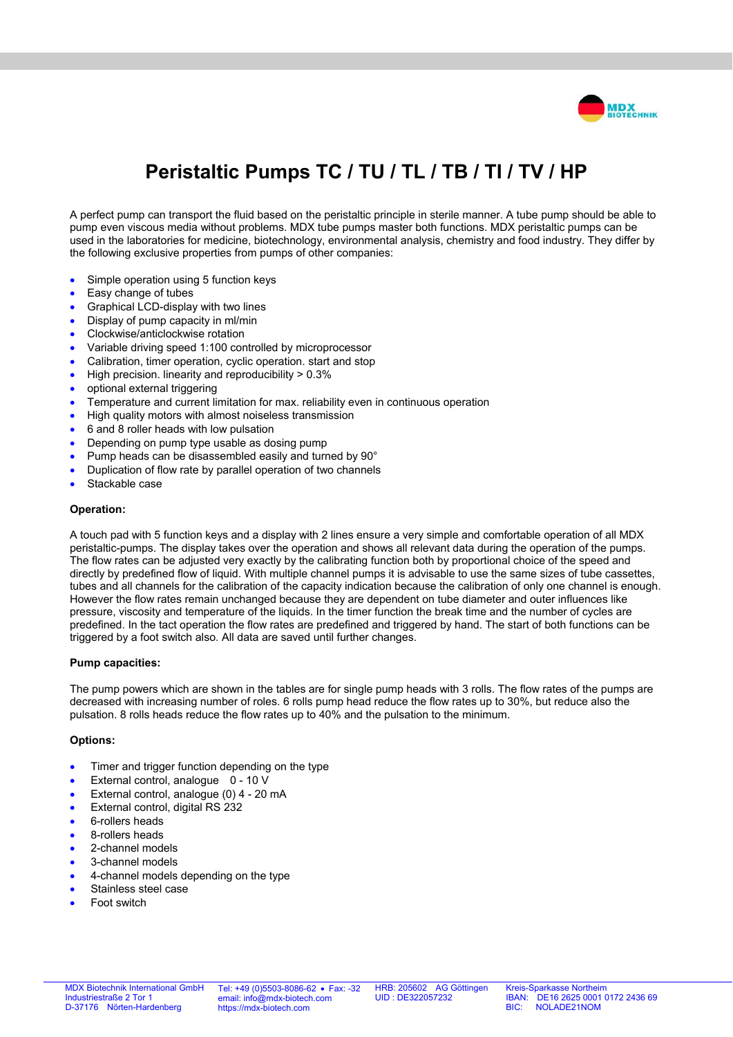# Peristaltic Pumps TC / TU / TL / TB / TI / TV / HP

A perfect pump can transport the fluid based on the peristaltic principle in sterile manner. A tube pump should be able to pump even viscous media without problems. MDX tube pumps master both functions. MDX peristaltic pumps can be used in the laboratories for medicine, biotechnology, environmental analysis, chemistry and food industry. They differ by the following exclusive properties from pumps of other companies:

- Simple operation using 5 function keys
- Easy change of tubes
- Graphical LCD-display with two lines
- Display of pump capacity in ml/min
- Clockwise/anticlockwise rotation
- Variable driving speed 1:100 controlled by microprocessor
- Calibration, timer operation, cyclic operation. start and stop
- High precision. linearity and reproducibility > 0.3%
- optional external triggering
- Temperature and current limitation for max. reliability even in continuous operation
- High quality motors with almost noiseless transmission
- 6 and 8 roller heads with low pulsation
- Depending on pump type usable as dosing pump
- Pump heads can be disassembled easily and turned by 90°
- Duplication of flow rate by parallel operation of two channels
- Stackable case

**Operation:**

A touch pad with 5 function keys and a display with 2 lines ensure a very simple and comfortable operation of all MDX peristaltic-pumps. The display takes over the operation and shows all relevant data during the operation of the pumps. The flow rates can be adjusted very exactly by the calibrating function both by proportional choice of the speed and directly by predefined flow of liquid. With multiple channel pumps it is advisable to use the same sizes of tube cassettes, tubes and all channels for the calibration of the capacity indication because the calibration of only one channel is enough. However the flow rates remain unchanged because they are dependent on tube diameter and outer influences like pressure, viscosity and temperature of the liquids. In the timer function the break time and the number of cycles are predefined. In the tact operation the flow rates are predefined and triggered by hand. The start of both functions can be triggered by a foot switch also. All data are saved until further changes.

**Pump capacities:**

The pump powers which are shown in the tables are for single pump heads with 3 rolls. The flow rates of the pumps are decreased with increasing number of roles. 6 rolls pump head reduce the flow rates up to 30%, but reduce also the pulsation. 8 rolls heads reduce the flow rates up to 40% and the pulsation to the minimum.

**Options:**

- Timer and trigger function depending on the type
- External control, analogue 0 - 10 V
- External control, analogue (0) 4 - 20 mA
- External control, digital RS 232
- 6-rollers heads
- 8-rollers heads
- 2-channel models
- 3-channel models
- 4-channel models depending on the type
- Stainless steel case
- Foot switch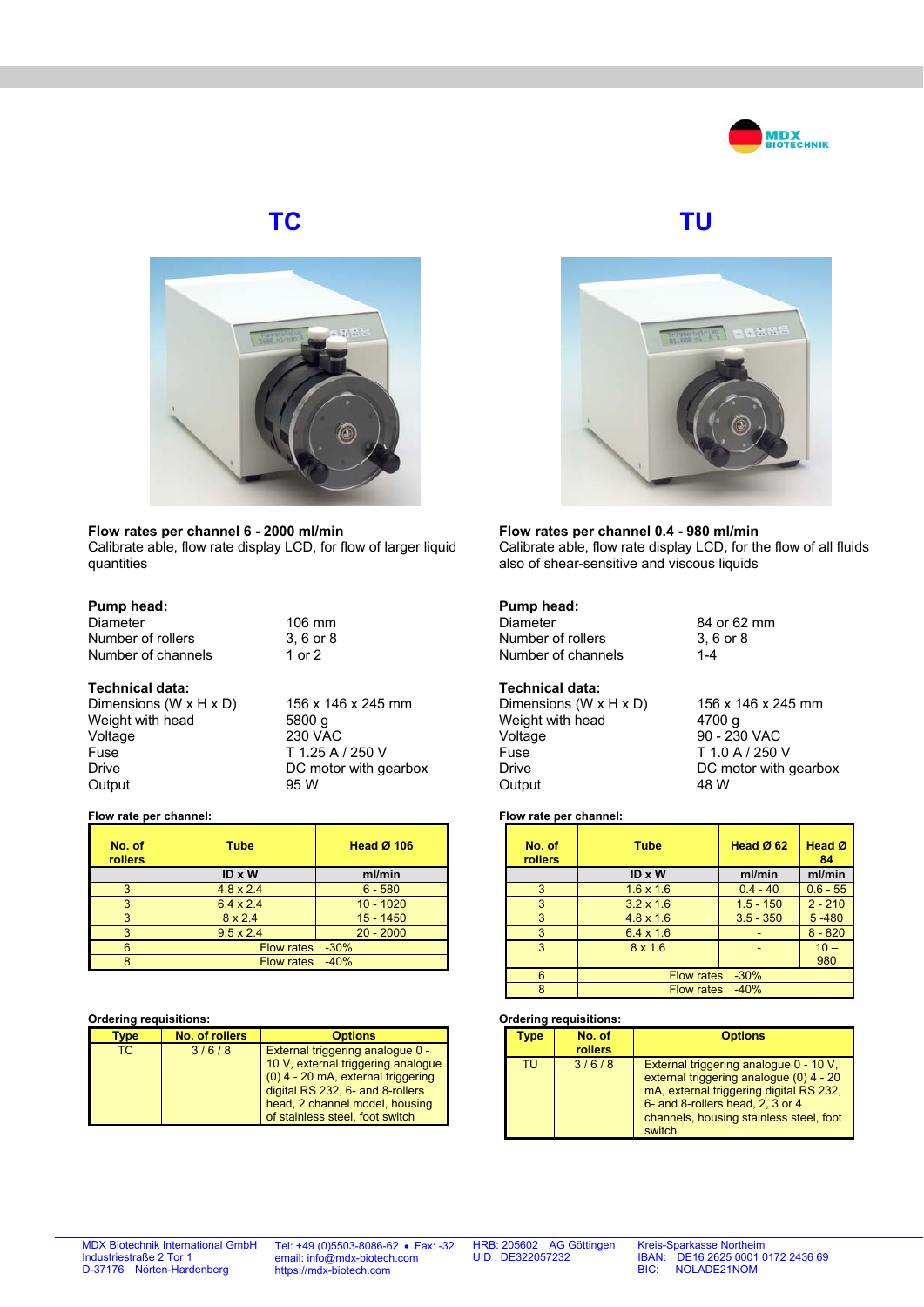## TC

**Flow rates per channel 6 - 2000 ml/min**
Calibrate able, flow rate display LCD, for flow of larger liquid quantities

**Pump head:**

| | |
|---|---|
| Diameter | 106 mm |
| Number of rollers | 3, 6 or 8 |
| Number of channels | 1 or 2 |

**Technical data:**

| | |
|---|---|
| Dimensions (W x H x D) | 156 x 146 x 245 mm |
| Weight with head | 5800 g |
| Voltage | 230 VAC |
| Fuse | T 1.25 A / 250 V |
| Drive | DC motor with gearbox |
| Output | 95 W |

**Flow rate per channel:**

| No. of rollers | Tube | Head Ø 106 |
|---|---|---|
| | ID x W | ml/min |
| 3 | 4.8 x 2.4 | 6 - 580 |
| 3 | 6.4 x 2.4 | 10 - 1020 |
| 3 | 8 x 2.4 | 15 - 1450 |
| 3 | 9.5 x 2.4 | 20 - 2000 |
| 6 | Flow rates -30% | |
| 8 | Flow rates -40% | |

**Ordering requisitions:**

| Type | No. of rollers | Options |
|---|---|---|
| TC | 3 / 6 / 8 | External triggering analogue 0 - 10 V, external triggering analogue (0) 4 - 20 mA, external triggering digital RS 232, 6- and 8-rollers head, 2 channel model, housing of stainless steel, foot switch |

## TU

**Flow rates per channel 0.4 - 980 ml/min**
Calibrate able, flow rate display LCD, for the flow of all fluids also of shear-sensitive and viscous liquids

**Pump head:**

| | |
|---|---|
| Diameter | 84 or 62 mm |
| Number of rollers | 3, 6 or 8 |
| Number of channels | 1-4 |

**Technical data:**

| | |
|---|---|
| Dimensions (W x H x D) | 156 x 146 x 245 mm |
| Weight with head | 4700 g |
| Voltage | 90 - 230 VAC |
| Fuse | T 1.0 A / 250 V |
| Drive | DC motor with gearbox |
| Output | 48 W |

**Flow rate per channel:**

| No. of rollers | Tube | Head Ø 62 | Head Ø 84 |
|---|---|---|---|
| | ID x W | ml/min | ml/min |
| 3 | 1.6 x 1.6 | 0.4 - 40 | 0.6 - 55 |
| 3 | 3.2 x 1.6 | 1.5 - 150 | 2 - 210 |
| 3 | 4.8 x 1.6 | 3.5 - 350 | 5 -480 |
| 3 | 6.4 x 1.6 | - | 8 - 820 |
| 3 | 8 x 1.6 | - | 10 – 980 |
| 6 | Flow rates -30% | | |
| 8 | Flow rates -40% | | |

**Ordering requisitions:**

| Type | No. of rollers | Options |
|---|---|---|
| TU | 3 / 6 / 8 | External triggering analogue 0 - 10 V, external triggering analogue (0) 4 - 20 mA, external triggering digital RS 232, 6- and 8-rollers head, 2, 3 or 4 channels, housing stainless steel, foot switch |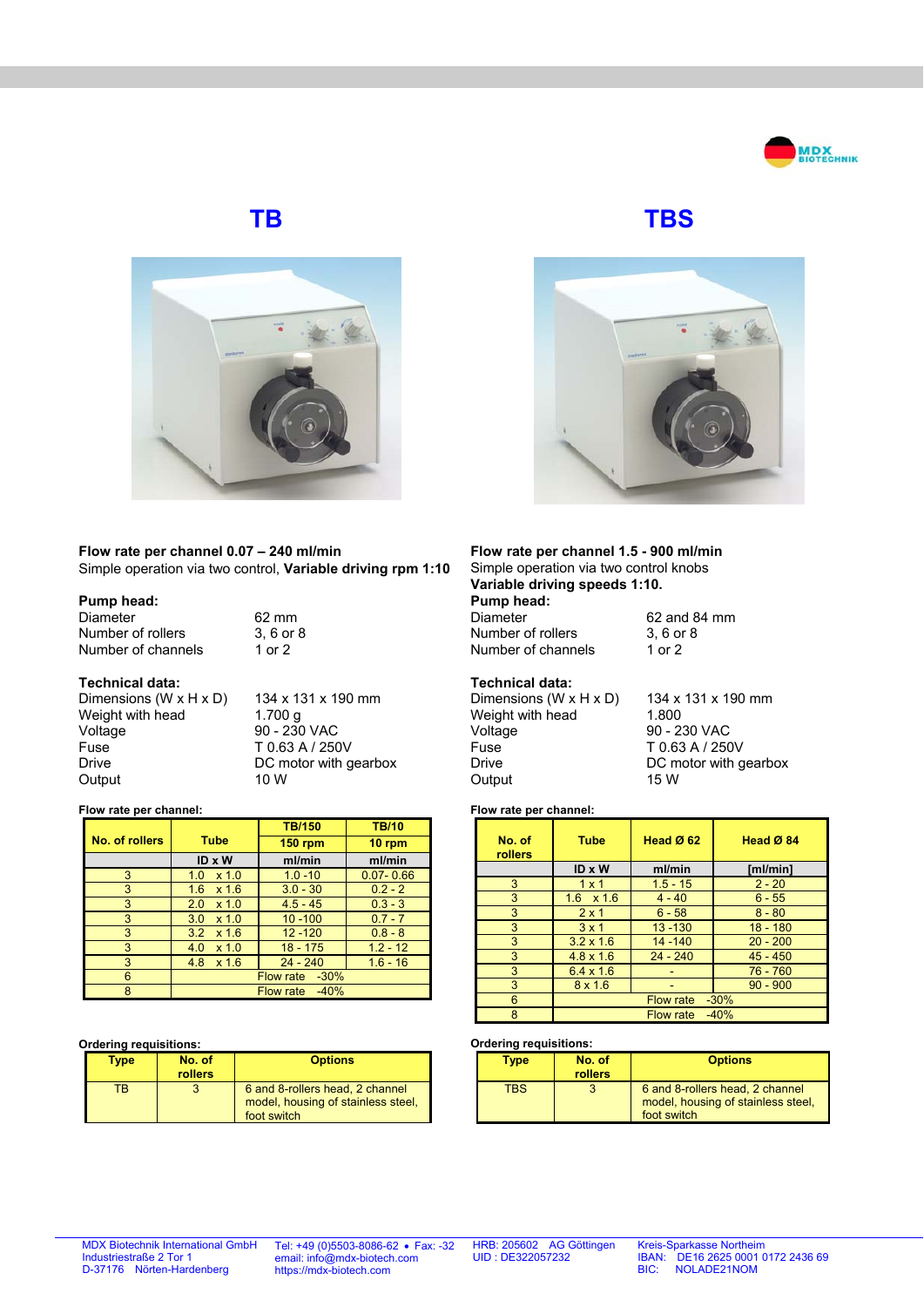## TB

**Flow rate per channel 0.07 – 240 ml/min**
Simple operation via two control, **Variable driving rpm 1:10**

**Pump head:**

| | |
|---|---|
| Diameter | 62 mm |
| Number of rollers | 3, 6 or 8 |
| Number of channels | 1 or 2 |

**Technical data:**

| | |
|---|---|
| Dimensions (W x H x D) | 134 x 131 x 190 mm |
| Weight with head | 1.700 g |
| Voltage | 90 - 230 VAC |
| Fuse | T 0.63 A / 250V |
| Drive | DC motor with gearbox |
| Output | 10 W |

**Flow rate per channel:**

| No. of rollers | Tube | TB/150 | TB/10 |
|---|---|---|---|
| | | 150 rpm | 10 rpm |
| | ID x W | ml/min | ml/min |
| 3 | 1.0 x 1.0 | 1.0 -10 | 0.07- 0.66 |
| 3 | 1.6 x 1.6 | 3.0 - 30 | 0.2 - 2 |
| 3 | 2.0 x 1.0 | 4.5 - 45 | 0.3 - 3 |
| 3 | 3.0 x 1.0 | 10 -100 | 0.7 - 7 |
| 3 | 3.2 x 1.6 | 12 -120 | 0.8 - 8 |
| 3 | 4.0 x 1.0 | 18 - 175 | 1.2 - 12 |
| 3 | 4.8 x 1.6 | 24 - 240 | 1.6 - 16 |
| 6 | Flow rate -30% | | |
| 8 | Flow rate -40% | | |

**Ordering requisitions:**

| Type | No. of rollers | Options |
|---|---|---|
| TB | 3 | 6 and 8-rollers head, 2 channel model, housing of stainless steel, foot switch |

## TBS

**Flow rate per channel 1.5 - 900 ml/min**
Simple operation via two control knobs
**Variable driving speeds 1:10.**

**Pump head:**

| | |
|---|---|
| Diameter | 62 and 84 mm |
| Number of rollers | 3, 6 or 8 |
| Number of channels | 1 or 2 |

**Technical data:**

| | |
|---|---|
| Dimensions (W x H x D) | 134 x 131 x 190 mm |
| Weight with head | 1.800 |
| Voltage | 90 - 230 VAC |
| Fuse | T 0.63 A / 250V |
| Drive | DC motor with gearbox |
| Output | 15 W |

**Flow rate per channel:**

| No. of rollers | Tube | Head Ø 62 | Head Ø 84 |
|---|---|---|---|
| | ID x W | ml/min | [ml/min] |
| 3 | 1 x 1 | 1.5 - 15 | 2 - 20 |
| 3 | 1.6 x 1.6 | 4 - 40 | 6 - 55 |
| 3 | 2 x 1 | 6 - 58 | 8 - 80 |
| 3 | 3 x 1 | 13 -130 | 18 - 180 |
| 3 | 3.2 x 1.6 | 14 -140 | 20 - 200 |
| 3 | 4.8 x 1.6 | 24 - 240 | 45 - 450 |
| 3 | 6.4 x 1.6 | - | 76 - 760 |
| 3 | 8 x 1.6 | - | 90 - 900 |
| 6 | Flow rate -30% | | |
| 8 | Flow rate -40% | | |

**Ordering requisitions:**

| Type | No. of rollers | Options |
|---|---|---|
| TBS | 3 | 6 and 8-rollers head, 2 channel model, housing of stainless steel, foot switch |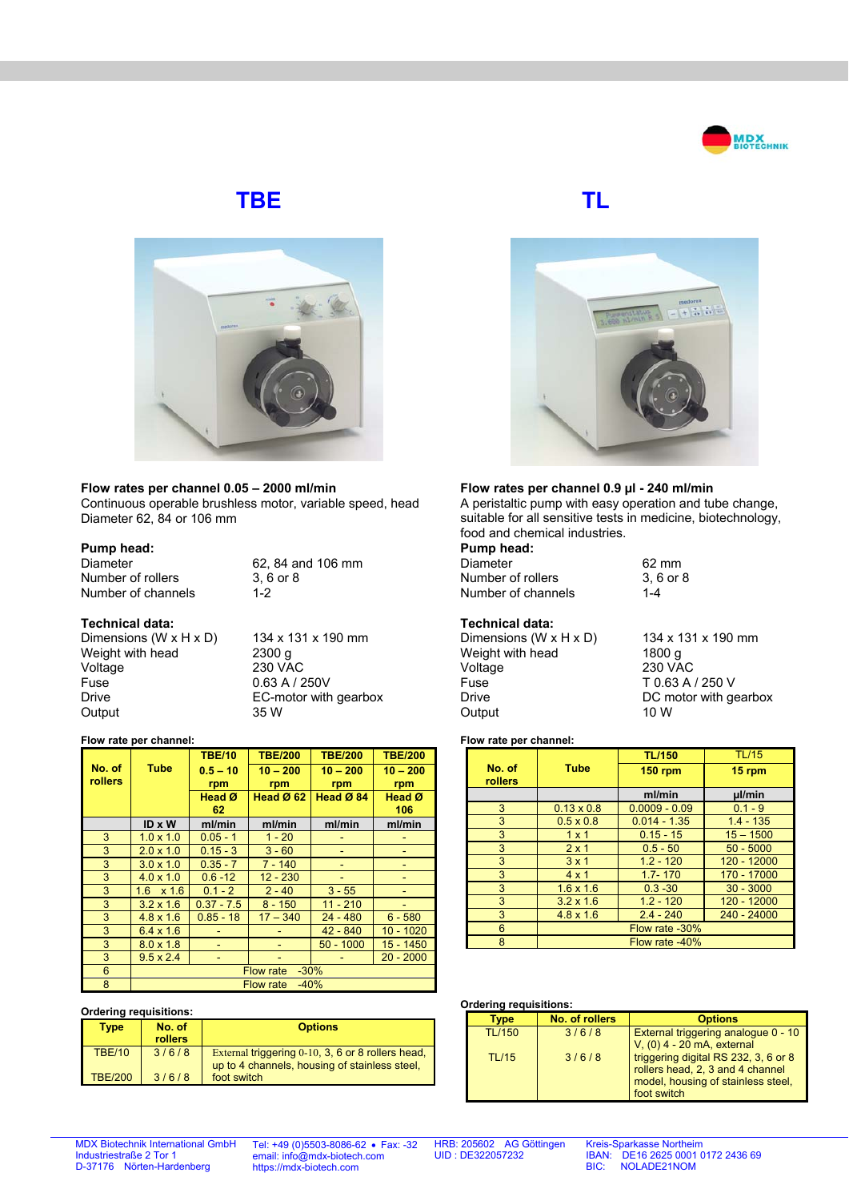# TBE

**Flow rates per channel 0.05 – 2000 ml/min**
Continuous operable brushless motor, variable speed, head Diameter 62, 84 or 106 mm

**Pump head:**

| | |
|---|---|
| Diameter | 62, 84 and 106 mm |
| Number of rollers | 3, 6 or 8 |
| Number of channels | 1-2 |

**Technical data:**

| | |
|---|---|
| Dimensions (W x H x D) | 134 x 131 x 190 mm |
| Weight with head | 2300 g |
| Voltage | 230 VAC |
| Fuse | 0.63 A / 250V |
| Drive | EC-motor with gearbox |
| Output | 35 W |

**Flow rate per channel:**

| No. of rollers | Tube | TBE/10 0.5 – 10 rpm | TBE/200 10 – 200 rpm | TBE/200 10 – 200 rpm | TBE/200 10 – 200 rpm |
|---|---|---|---|---|---|
| | | Head Ø 62 | Head Ø 62 | Head Ø 84 | Head Ø 106 |
| | ID x W | ml/min | ml/min | ml/min | ml/min |
| 3 | 1.0 x 1.0 | 0.05 - 1 | 1 - 20 | - | - |
| 3 | 2.0 x 1.0 | 0.15 - 3 | 3 - 60 | - | - |
| 3 | 3.0 x 1.0 | 0.35 - 7 | 7 - 140 | - | - |
| 3 | 4.0 x 1.0 | 0.6 -12 | 12 - 230 | - | - |
| 3 | 1.6 x 1.6 | 0.1 - 2 | 2 - 40 | 3 - 55 | - |
| 3 | 3.2 x 1.6 | 0.37 - 7.5 | 8 - 150 | 11 - 210 | - |
| 3 | 4.8 x 1.6 | 0.85 - 18 | 17 – 340 | 24 - 480 | 6 - 580 |
| 3 | 6.4 x 1.6 | - | - | 42 - 840 | 10 - 1020 |
| 3 | 8.0 x 1.8 | - | - | 50 - 1000 | 15 - 1450 |
| 3 | 9.5 x 2.4 | - | - | - | 20 - 2000 |
| 6 | Flow rate -30% | | | | |
| 8 | Flow rate -40% | | | | |

**Ordering requisitions:**

| Type | No. of rollers | Options |
|---|---|---|
| TBE/10 | 3 / 6 / 8 | External triggering 0-10, 3, 6 or 8 rollers head, up to 4 channels, housing of stainless steel, foot switch |
| TBE/200 | 3 / 6 / 8 | |

# TL

**Flow rates per channel 0.9 µl - 240 ml/min**
A peristaltic pump with easy operation and tube change, suitable for all sensitive tests in medicine, biotechnology, food and chemical industries.

**Pump head:**

| | |
|---|---|
| Diameter | 62 mm |
| Number of rollers | 3, 6 or 8 |
| Number of channels | 1-4 |

**Technical data:**

| | |
|---|---|
| Dimensions (W x H x D) | 134 x 131 x 190 mm |
| Weight with head | 1800 g |
| Voltage | 230 VAC |
| Fuse | T 0.63 A / 250 V |
| Drive | DC motor with gearbox |
| Output | 10 W |

**Flow rate per channel:**

| No. of rollers | Tube | TL/150 150 rpm | TL/15 15 rpm |
|---|---|---|---|
| | | ml/min | µl/min |
| 3 | 0.13 x 0.8 | 0.0009 - 0.09 | 0.1 - 9 |
| 3 | 0.5 x 0.8 | 0.014 - 1.35 | 1.4 - 135 |
| 3 | 1 x 1 | 0.15 - 15 | 15 – 1500 |
| 3 | 2 x 1 | 0.5 - 50 | 50 - 5000 |
| 3 | 3 x 1 | 1.2 - 120 | 120 - 12000 |
| 3 | 4 x 1 | 1.7- 170 | 170 - 17000 |
| 3 | 1.6 x 1.6 | 0.3 -30 | 30 - 3000 |
| 3 | 3.2 x 1.6 | 1.2 - 120 | 120 - 12000 |
| 3 | 4.8 x 1.6 | 2.4 - 240 | 240 - 24000 |
| 6 | Flow rate -30% | | |
| 8 | Flow rate -40% | | |

**Ordering requisitions:**

| Type | No. of rollers | Options |
|---|---|---|
| TL/150 | 3 / 6 / 8 | External triggering analogue 0 - 10 V, (0) 4 - 20 mA, external triggering digital RS 232, 3, 6 or 8 rollers head, 2, 3 and 4 channel model, housing of stainless steel, foot switch |
| TL/15 | 3 / 6 / 8 | |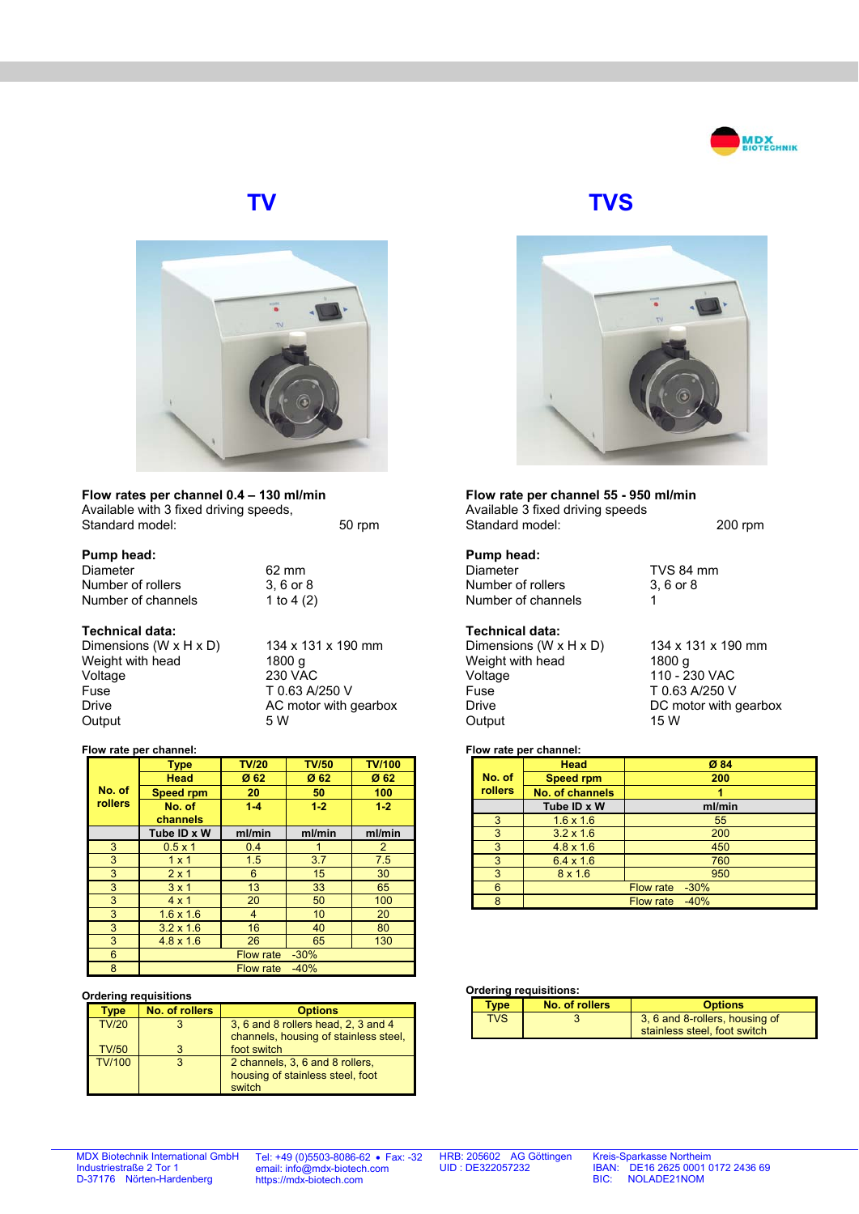## TV

**Flow rates per channel 0.4 – 130 ml/min**
Available with 3 fixed driving speeds,
Standard model: 50 rpm

**Pump head:**

| | |
|---|---|
| Diameter | 62 mm |
| Number of rollers | 3, 6 or 8 |
| Number of channels | 1 to 4 (2) |

**Technical data:**

| | |
|---|---|
| Dimensions (W x H x D) | 134 x 131 x 190 mm |
| Weight with head | 1800 g |
| Voltage | 230 VAC |
| Fuse | T 0.63 A/250 V |
| Drive | AC motor with gearbox |
| Output | 5 W |

**Flow rate per channel:**

| No. of rollers | Type | TV/20 | TV/50 | TV/100 |
|---|---|---|---|---|
| | Head | Ø 62 | Ø 62 | Ø 62 |
| | Speed rpm | 20 | 50 | 100 |
| | No. of channels | 1-4 | 1-2 | 1-2 |
| | Tube ID x W | ml/min | ml/min | ml/min |
| 3 | 0.5 x 1 | 0.4 | 1 | 2 |
| 3 | 1 x 1 | 1.5 | 3.7 | 7.5 |
| 3 | 2 x 1 | 6 | 15 | 30 |
| 3 | 3 x 1 | 13 | 33 | 65 |
| 3 | 4 x 1 | 20 | 50 | 100 |
| 3 | 1.6 x 1.6 | 4 | 10 | 20 |
| 3 | 3.2 x 1.6 | 16 | 40 | 80 |
| 3 | 4.8 x 1.6 | 26 | 65 | 130 |
| 6 | Flow rate -30% | | | |
| 8 | Flow rate -40% | | | |

**Ordering requisitions**

| Type | No. of rollers | Options |
|---|---|---|
| TV/20<br>TV/50 | 3<br>3 | 3, 6 and 8 rollers head, 2, 3 and 4 channels, housing of stainless steel, foot switch |
| TV/100 | 3 | 2 channels, 3, 6 and 8 rollers, housing of stainless steel, foot switch |

## TVS

**Flow rate per channel 55 - 950 ml/min**
Available 3 fixed driving speeds
Standard model: 200 rpm

**Pump head:**

| | |
|---|---|
| Diameter | TVS 84 mm |
| Number of rollers | 3, 6 or 8 |
| Number of channels | 1 |

**Technical data:**

| | |
|---|---|
| Dimensions (W x H x D) | 134 x 131 x 190 mm |
| Weight with head | 1800 g |
| Voltage | 110 - 230 VAC |
| Fuse | T 0.63 A/250 V |
| Drive | DC motor with gearbox |
| Output | 15 W |

**Flow rate per channel:**

| No. of rollers | Head | Ø 84 |
|---|---|---|
| | Speed rpm | 200 |
| | No. of channels | 1 |
| | Tube ID x W | ml/min |
| 3 | 1.6 x 1.6 | 55 |
| 3 | 3.2 x 1.6 | 200 |
| 3 | 4.8 x 1.6 | 450 |
| 3 | 6.4 x 1.6 | 760 |
| 3 | 8 x 1.6 | 950 |
| 6 | Flow rate -30% | |
| 8 | Flow rate -40% | |

**Ordering requisitions:**

| Type | No. of rollers | Options |
|---|---|---|
| TVS | 3 | 3, 6 and 8-rollers, housing of stainless steel, foot switch |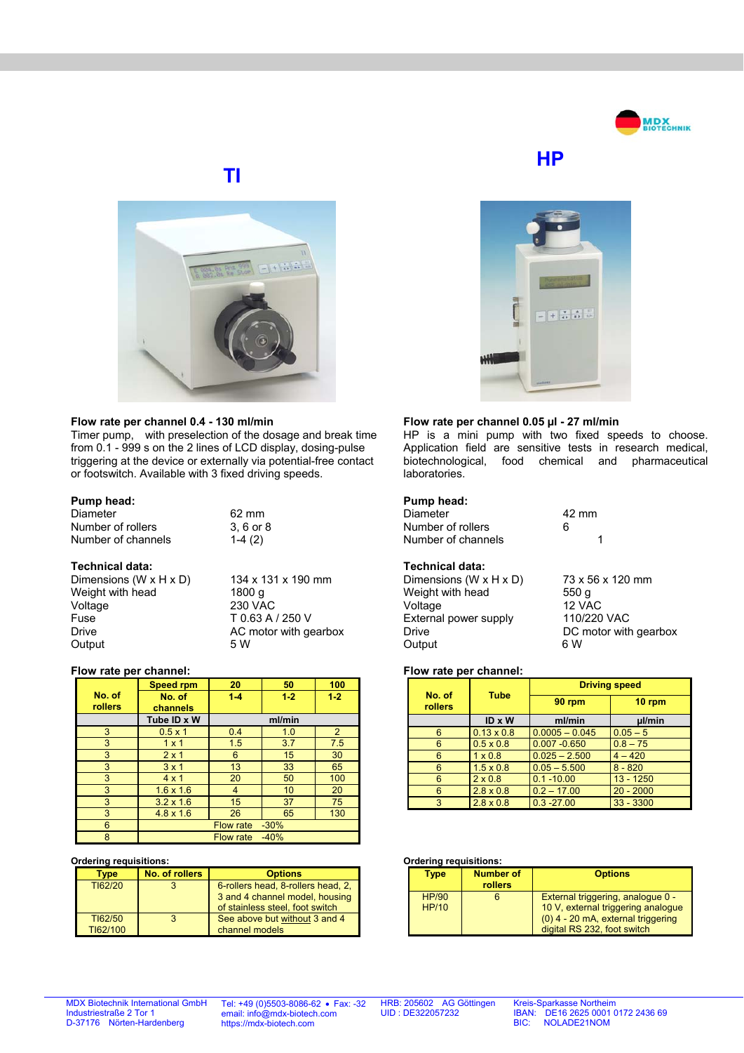## TI

**Flow rate per channel 0.4 - 130 ml/min**

Timer pump, with preselection of the dosage and break time from 0.1 - 999 s on the 2 lines of LCD display, dosing-pulse triggering at the device or externally via potential-free contact or footswitch. Available with 3 fixed driving speeds.

**Pump head:**

| | |
|---|---|
| Diameter | 62 mm |
| Number of rollers | 3, 6 or 8 |
| Number of channels | 1-4 (2) |

**Technical data:**

| | |
|---|---|
| Dimensions (W x H x D) | 134 x 131 x 190 mm |
| Weight with head | 1800 g |
| Voltage | 230 VAC |
| Fuse | T 0.63 A / 250 V |
| Drive | AC motor with gearbox |
| Output | 5 W |

**Flow rate per channel:**

| No. of rollers | Speed rpm | 20 | 50 | 100 |
|---|---|---|---|---|
| | No. of channels | 1-4 | 1-2 | 1-2 |
| | Tube ID x W | ml/min | | |
| 3 | 0.5 x 1 | 0.4 | 1.0 | 2 |
| 3 | 1 x 1 | 1.5 | 3.7 | 7.5 |
| 3 | 2 x 1 | 6 | 15 | 30 |
| 3 | 3 x 1 | 13 | 33 | 65 |
| 3 | 4 x 1 | 20 | 50 | 100 |
| 3 | 1.6 x 1.6 | 4 | 10 | 20 |
| 3 | 3.2 x 1.6 | 15 | 37 | 75 |
| 3 | 4.8 x 1.6 | 26 | 65 | 130 |
| 6 | Flow rate -30% | | | |
| 8 | Flow rate -40% | | | |

**Ordering requisitions:**

| Type | No. of rollers | Options |
|---|---|---|
| TI62/20 | 3 | 6-rollers head, 8-rollers head, 2, 3 and 4 channel model, housing of stainless steel, foot switch |
| TI62/50<br>TI62/100 | 3 | See above but without 3 and 4 channel models |

## HP

**Flow rate per channel 0.05 µl - 27 ml/min**

HP is a mini pump with two fixed speeds to choose. Application field are sensitive tests in research medical, biotechnological, food chemical and pharmaceutical laboratories.

**Pump head:**

| | |
|---|---|
| Diameter | 42 mm |
| Number of rollers | 6 |
| Number of channels | 1 |

**Technical data:**

| | |
|---|---|
| Dimensions (W x H x D) | 73 x 56 x 120 mm |
| Weight with head | 550 g |
| Voltage | 12 VAC |
| External power supply | 110/220 VAC |
| Drive | DC motor with gearbox |
| Output | 6 W |

**Flow rate per channel:**

| No. of rollers | Tube | Driving speed | |
|---|---|---|---|
| | | 90 rpm | 10 rpm |
| | ID x W | ml/min | µl/min |
| 6 | 0.13 x 0.8 | 0.0005 – 0.045 | 0.05 – 5 |
| 6 | 0.5 x 0.8 | 0.007 -0.650 | 0.8 – 75 |
| 6 | 1 x 0.8 | 0.025 – 2.500 | 4 – 420 |
| 6 | 1.5 x 0.8 | 0.05 – 5.500 | 8 - 820 |
| 6 | 2 x 0.8 | 0.1 -10.00 | 13 - 1250 |
| 6 | 2.8 x 0.8 | 0.2 – 17.00 | 20 - 2000 |
| 3 | 2.8 x 0.8 | 0.3 -27.00 | 33 - 3300 |

**Ordering requisitions:**

| Type | Number of rollers | Options |
|---|---|---|
| HP/90<br>HP/10 | 6 | External triggering, analogue 0 - 10 V, external triggering analogue (0) 4 - 20 mA, external triggering digital RS 232, foot switch |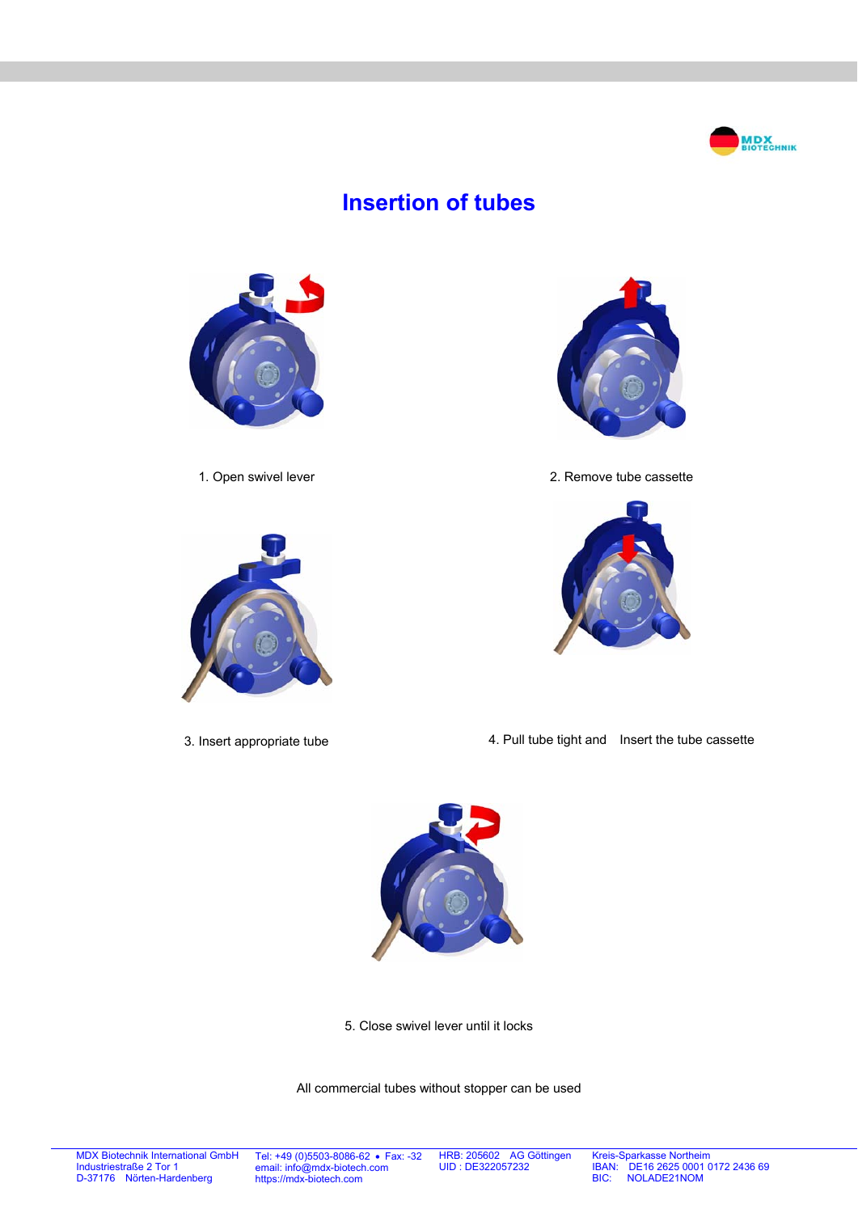# Insertion of tubes

1. Open swivel lever

2. Remove tube cassette

3. Insert appropriate tube

4. Pull tube tight and Insert the tube cassette

5. Close swivel lever until it locks

All commercial tubes without stopper can be used